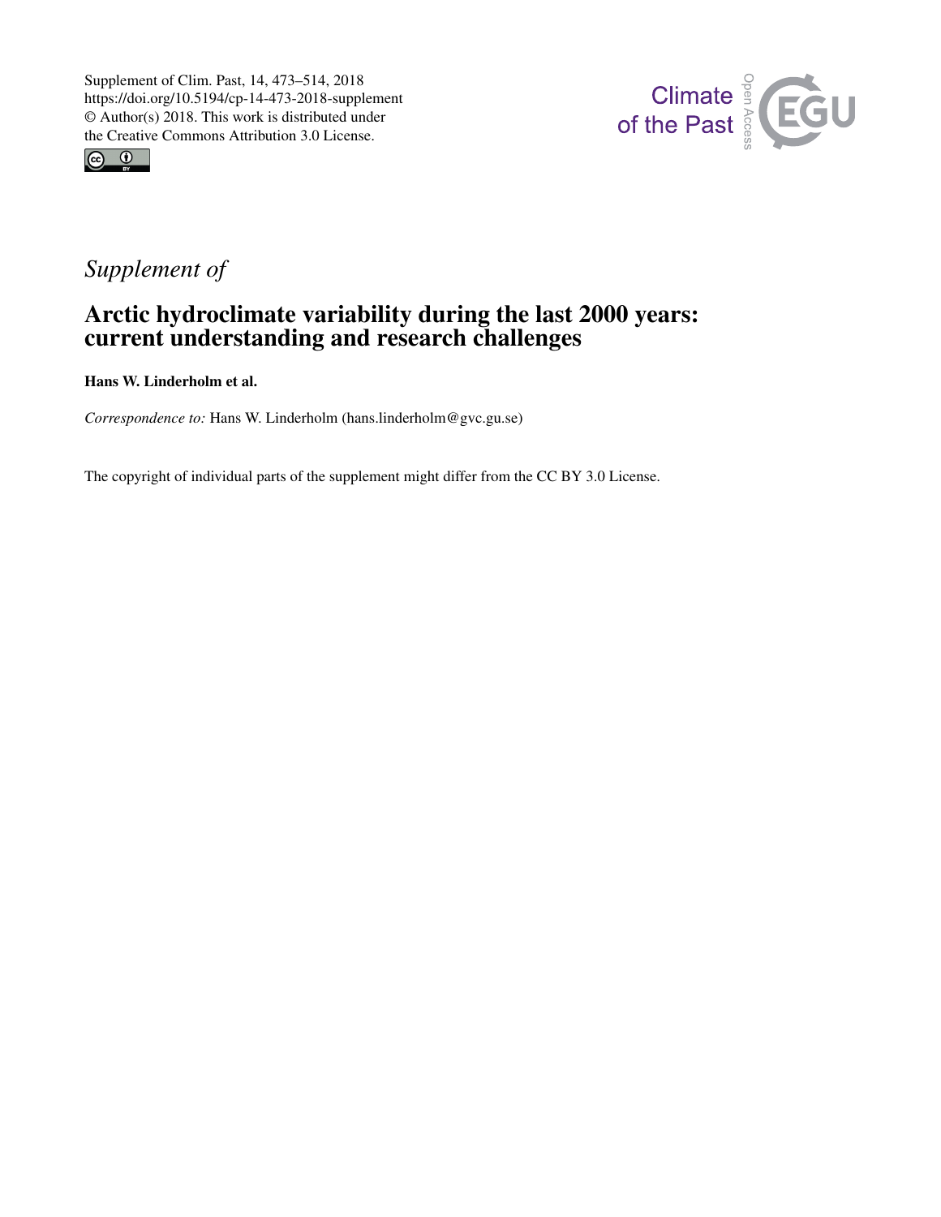Supplement of Clim. Past, 14, 473–514, 2018
https://doi.org/10.5194/cp-14-473-2018-supplement
© Author(s) 2018. This work is distributed under
the Creative Commons Attribution 3.0 License.

*Supplement of*

# Arctic hydroclimate variability during the last 2000 years: current understanding and research challenges

**Hans W. Linderholm et al.**

*Correspondence to:* Hans W. Linderholm (hans.linderholm@gvc.gu.se)

The copyright of individual parts of the supplement might differ from the CC BY 3.0 License.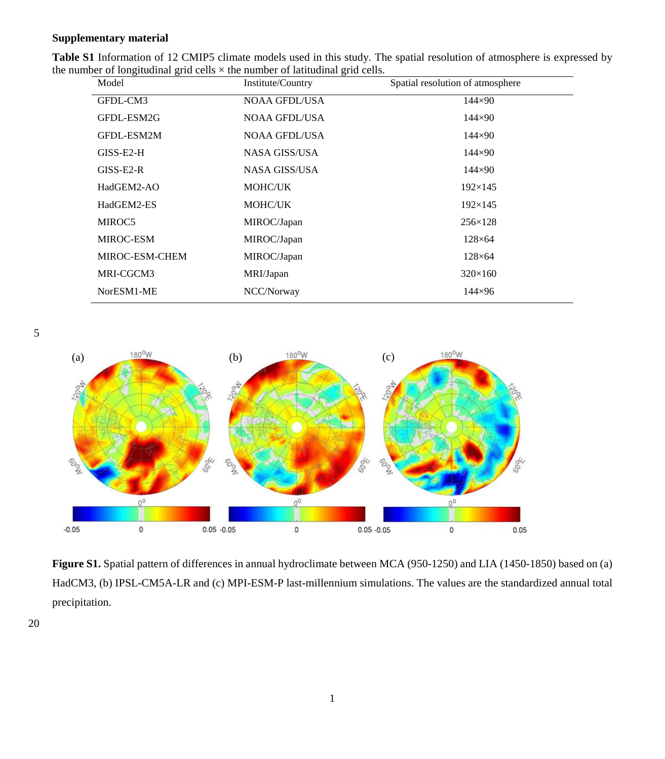**Supplementary material**

**Table S1** Information of 12 CMIP5 climate models used in this study. The spatial resolution of atmosphere is expressed by the number of longitudinal grid cells × the number of latitudinal grid cells.

| Model | Institute/Country | Spatial resolution of atmosphere |
|---|---|---|
| GFDL-CM3 | NOAA GFDL/USA | 144×90 |
| GFDL-ESM2G | NOAA GFDL/USA | 144×90 |
| GFDL-ESM2M | NOAA GFDL/USA | 144×90 |
| GISS-E2-H | NASA GISS/USA | 144×90 |
| GISS-E2-R | NASA GISS/USA | 144×90 |
| HadGEM2-AO | MOHC/UK | 192×145 |
| HadGEM2-ES | MOHC/UK | 192×145 |
| MIROC5 | MIROC/Japan | 256×128 |
| MIROC-ESM | MIROC/Japan | 128×64 |
| MIROC-ESM-CHEM | MIROC/Japan | 128×64 |
| MRI-CGCM3 | MRI/Japan | 320×160 |
| NorESM1-ME | NCC/Norway | 144×96 |

**Figure S1.** Spatial pattern of differences in annual hydroclimate between MCA (950-1250) and LIA (1450-1850) based on (a) HadCM3, (b) IPSL-CM5A-LR and (c) MPI-ESM-P last-millennium simulations. The values are the standardized annual total precipitation.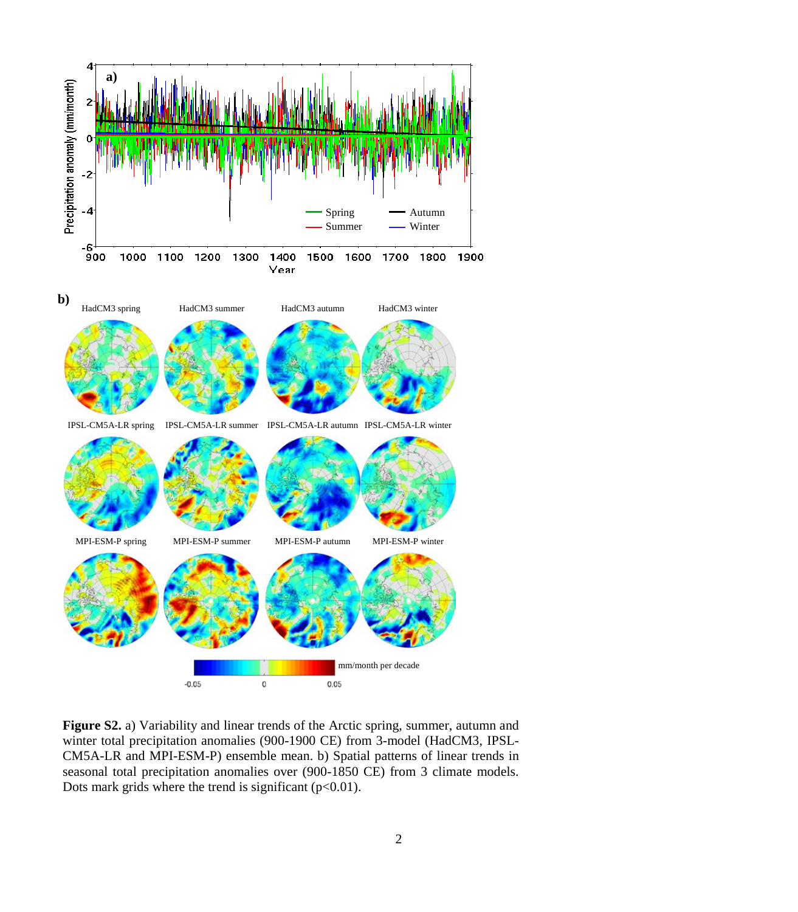a)

Precipitation anomaly (mm/month)

4
2
0
-2
-4
-6

900 1000 1100 1200 1300 1400 1500 1600 1700 1800 1900

Year

Spring
Summer
Autumn
Winter

b)

HadCM3 spring HadCM3 summer HadCM3 autumn HadCM3 winter

IPSL-CM5A-LR spring IPSL-CM5A-LR summer IPSL-CM5A-LR autumn IPSL-CM5A-LR winter

MPI-ESM-P spring MPI-ESM-P summer MPI-ESM-P autumn MPI-ESM-P winter

mm/month per decade

-0.05 0 0.05

**Figure S2.** a) Variability and linear trends of the Arctic spring, summer, autumn and winter total precipitation anomalies (900-1900 CE) from 3-model (HadCM3, IPSL-CM5A-LR and MPI-ESM-P) ensemble mean. b) Spatial patterns of linear trends in seasonal total precipitation anomalies over (900-1850 CE) from 3 climate models. Dots mark grids where the trend is significant ($p<0.01$).